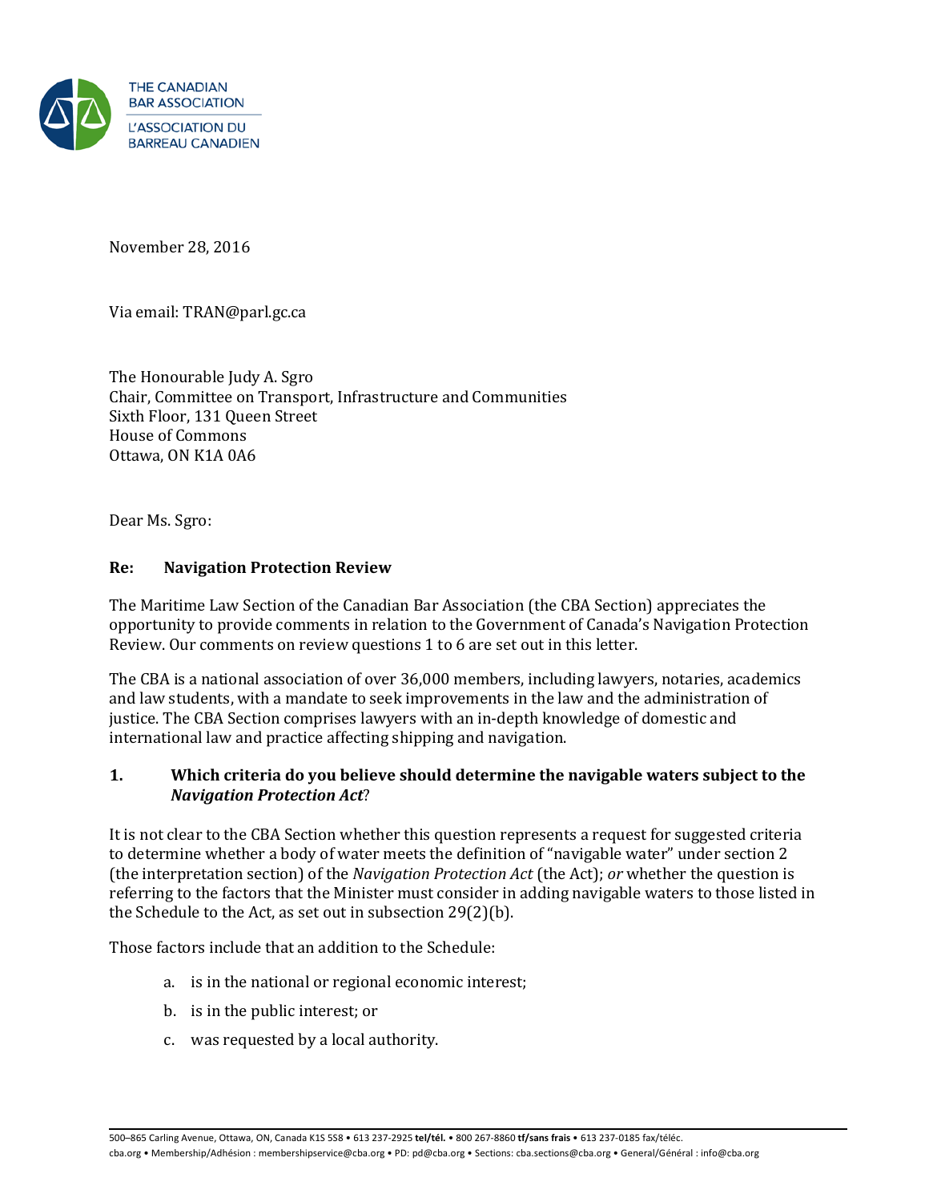THE CANADIAN BAR ASSOCIATION
L'ASSOCIATION DU BARREAU CANADIEN

November 28, 2016

Via email: TRAN@parl.gc.ca

The Honourable Judy A. Sgro
Chair, Committee on Transport, Infrastructure and Communities
Sixth Floor, 131 Queen Street
House of Commons
Ottawa, ON K1A 0A6

Dear Ms. Sgro:

**Re: Navigation Protection Review**

The Maritime Law Section of the Canadian Bar Association (the CBA Section) appreciates the opportunity to provide comments in relation to the Government of Canada's Navigation Protection Review. Our comments on review questions 1 to 6 are set out in this letter.

The CBA is a national association of over 36,000 members, including lawyers, notaries, academics and law students, with a mandate to seek improvements in the law and the administration of justice. The CBA Section comprises lawyers with an in-depth knowledge of domestic and international law and practice affecting shipping and navigation.

### 1. Which criteria do you believe should determine the navigable waters subject to the *Navigation Protection Act*?

It is not clear to the CBA Section whether this question represents a request for suggested criteria to determine whether a body of water meets the definition of "navigable water" under section 2 (the interpretation section) of the *Navigation Protection Act* (the Act); *or* whether the question is referring to the factors that the Minister must consider in adding navigable waters to those listed in the Schedule to the Act, as set out in subsection 29(2)(b).

Those factors include that an addition to the Schedule:

a. is in the national or regional economic interest;

b. is in the public interest; or

c. was requested by a local authority.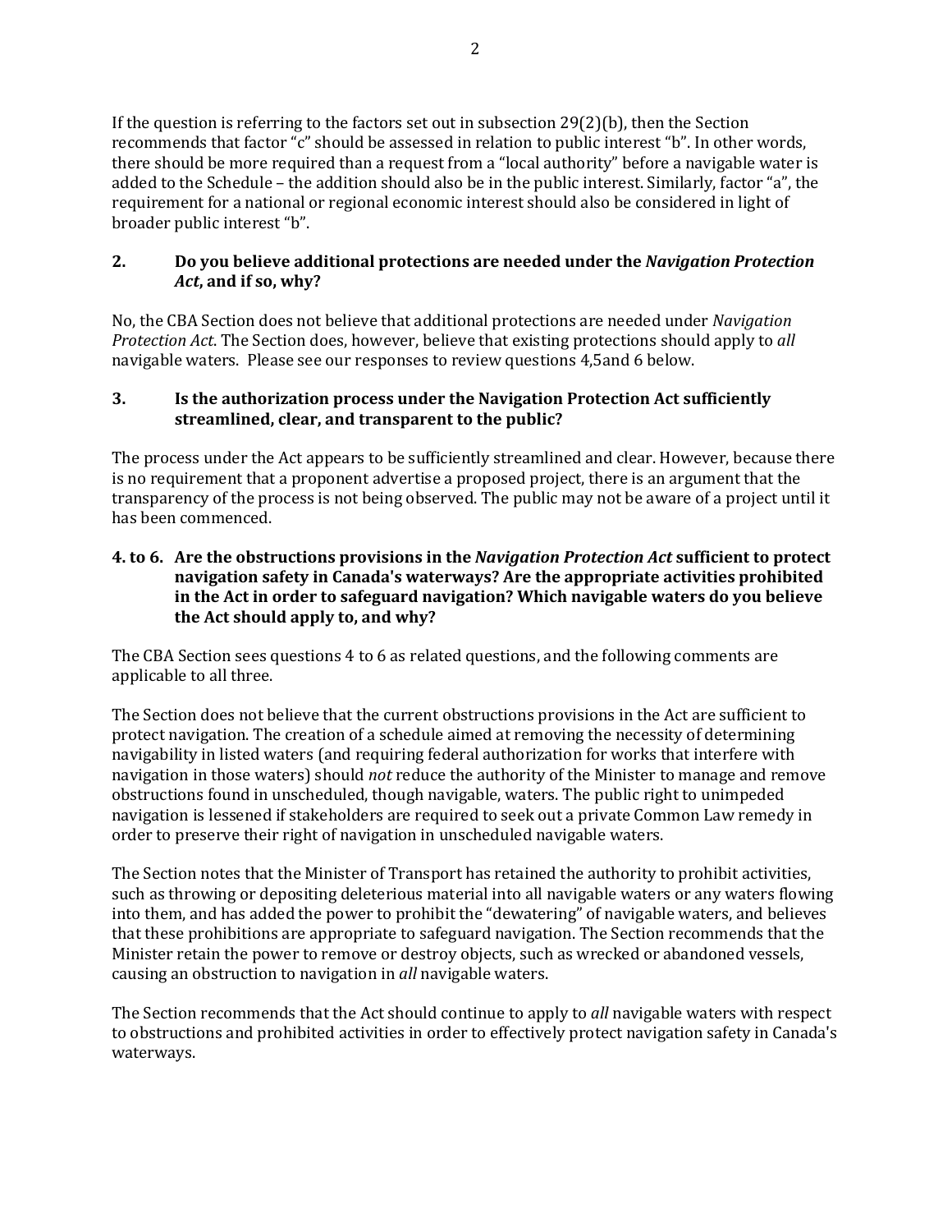If the question is referring to the factors set out in subsection 29(2)(b), then the Section recommends that factor "c" should be assessed in relation to public interest "b". In other words, there should be more required than a request from a "local authority" before a navigable water is added to the Schedule – the addition should also be in the public interest. Similarly, factor "a", the requirement for a national or regional economic interest should also be considered in light of broader public interest "b".

### 2. Do you believe additional protections are needed under the *Navigation Protection Act*, and if so, why?

No, the CBA Section does not believe that additional protections are needed under *Navigation Protection Act*. The Section does, however, believe that existing protections should apply to *all* navigable waters. Please see our responses to review questions 4,5and 6 below.

### 3. Is the authorization process under the Navigation Protection Act sufficiently streamlined, clear, and transparent to the public?

The process under the Act appears to be sufficiently streamlined and clear. However, because there is no requirement that a proponent advertise a proposed project, there is an argument that the transparency of the process is not being observed. The public may not be aware of a project until it has been commenced.

### 4. to 6. Are the obstructions provisions in the *Navigation Protection Act* sufficient to protect navigation safety in Canada's waterways? Are the appropriate activities prohibited in the Act in order to safeguard navigation? Which navigable waters do you believe the Act should apply to, and why?

The CBA Section sees questions 4 to 6 as related questions, and the following comments are applicable to all three.

The Section does not believe that the current obstructions provisions in the Act are sufficient to protect navigation. The creation of a schedule aimed at removing the necessity of determining navigability in listed waters (and requiring federal authorization for works that interfere with navigation in those waters) should *not* reduce the authority of the Minister to manage and remove obstructions found in unscheduled, though navigable, waters. The public right to unimpeded navigation is lessened if stakeholders are required to seek out a private Common Law remedy in order to preserve their right of navigation in unscheduled navigable waters.

The Section notes that the Minister of Transport has retained the authority to prohibit activities, such as throwing or depositing deleterious material into all navigable waters or any waters flowing into them, and has added the power to prohibit the "dewatering" of navigable waters, and believes that these prohibitions are appropriate to safeguard navigation. The Section recommends that the Minister retain the power to remove or destroy objects, such as wrecked or abandoned vessels, causing an obstruction to navigation in *all* navigable waters.

The Section recommends that the Act should continue to apply to *all* navigable waters with respect to obstructions and prohibited activities in order to effectively protect navigation safety in Canada's waterways.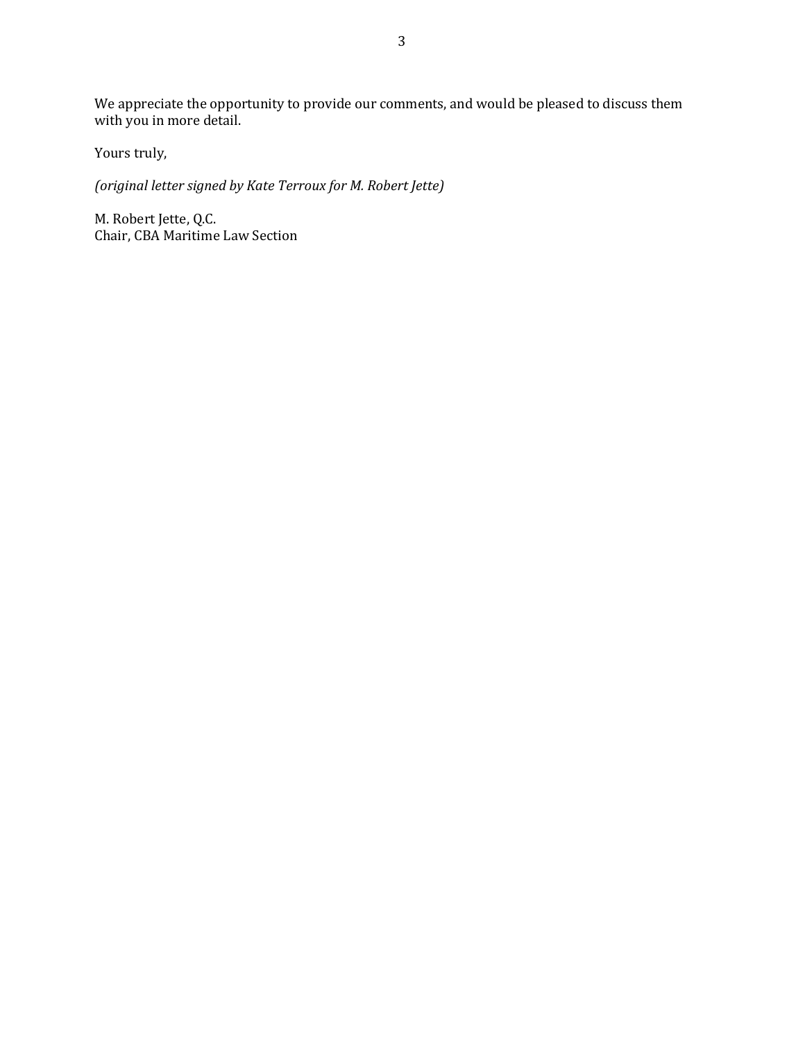We appreciate the opportunity to provide our comments, and would be pleased to discuss them with you in more detail.

Yours truly,

*(original letter signed by Kate Terroux for M. Robert Jette)*

M. Robert Jette, Q.C.
Chair, CBA Maritime Law Section